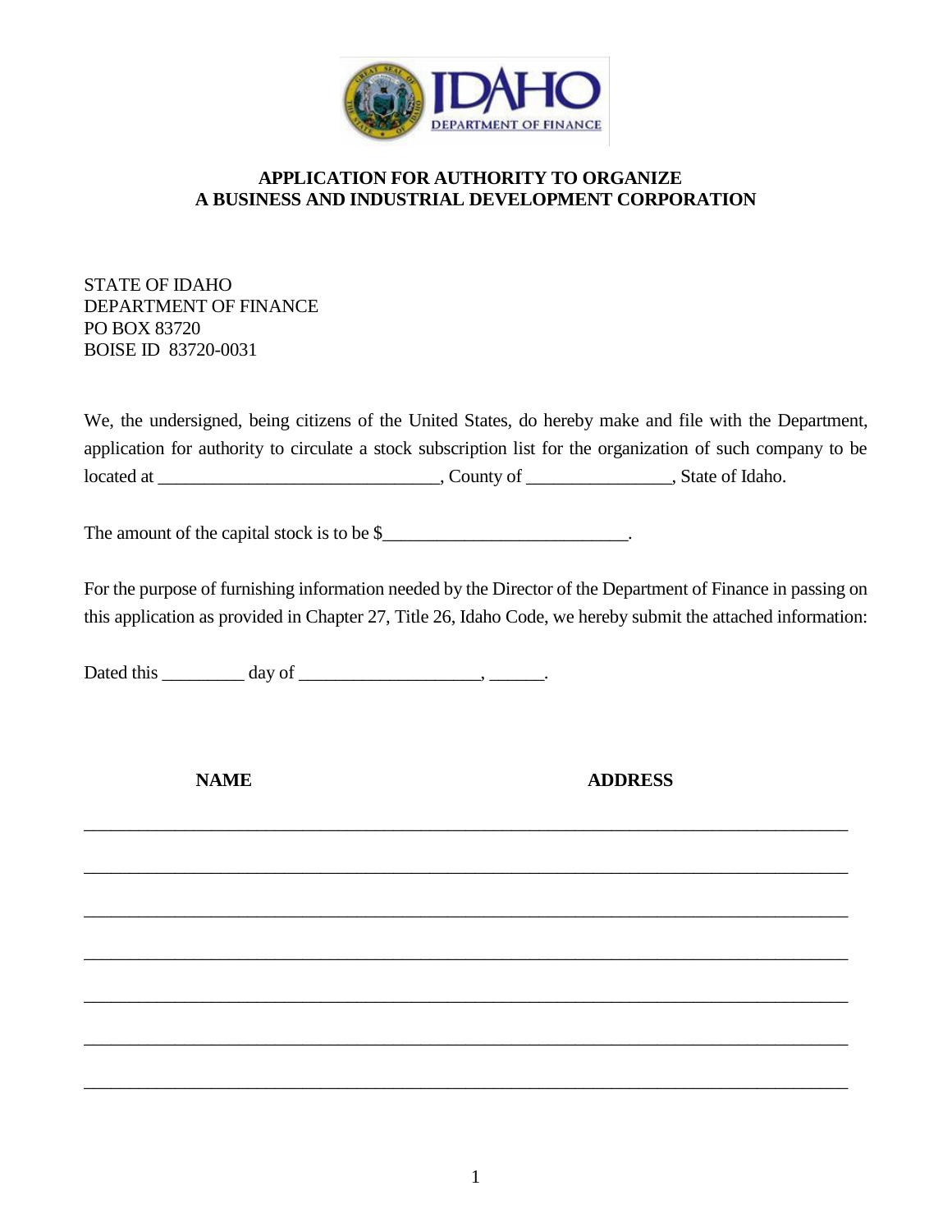IDAHO DEPARTMENT OF FINANCE

# APPLICATION FOR AUTHORITY TO ORGANIZE A BUSINESS AND INDUSTRIAL DEVELOPMENT CORPORATION

STATE OF IDAHO
DEPARTMENT OF FINANCE
PO BOX 83720
BOISE ID 83720-0031

We, the undersigned, being citizens of the United States, do hereby make and file with the Department, application for authority to circulate a stock subscription list for the organization of such company to be located at _______________________________, County of ________________, State of Idaho.

The amount of the capital stock is to be $___________________________.

For the purpose of furnishing information needed by the Director of the Department of Finance in passing on this application as provided in Chapter 27, Title 26, Idaho Code, we hereby submit the attached information:

Dated this _________ day of ____________________, ______.

| **NAME** | **ADDRESS** |
| --- | --- |
| | |
| | |
| | |
| | |
| | |
| | |
| | |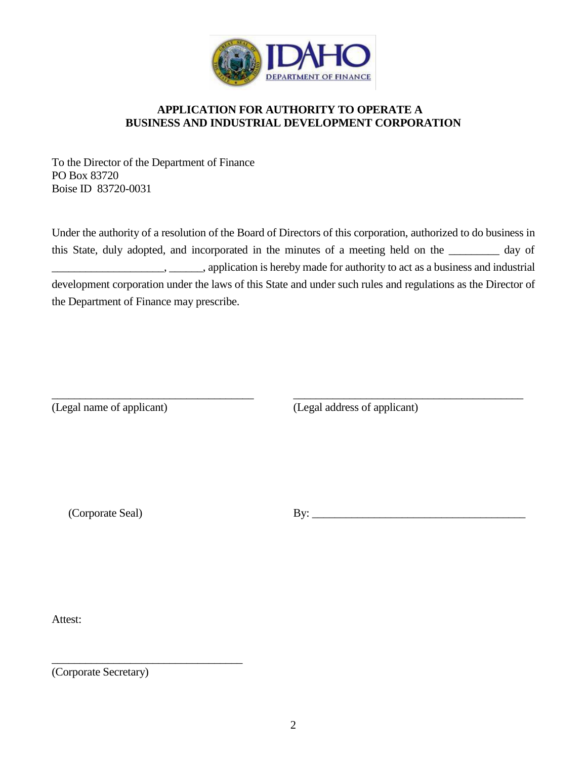IDAHO DEPARTMENT OF FINANCE

**APPLICATION FOR AUTHORITY TO OPERATE A BUSINESS AND INDUSTRIAL DEVELOPMENT CORPORATION**

To the Director of the Department of Finance
PO Box 83720
Boise ID 83720-0031

Under the authority of a resolution of the Board of Directors of this corporation, authorized to do business in this State, duly adopted, and incorporated in the minutes of a meeting held on the _________ day of ____________________, ______, application is hereby made for authority to act as a business and industrial development corporation under the laws of this State and under such rules and regulations as the Director of the Department of Finance may prescribe.

_____________________________________ (Legal name of applicant)

__________________________________________ (Legal address of applicant)

(Corporate Seal)

By: _______________________________________

Attest:

__________________________________
(Corporate Secretary)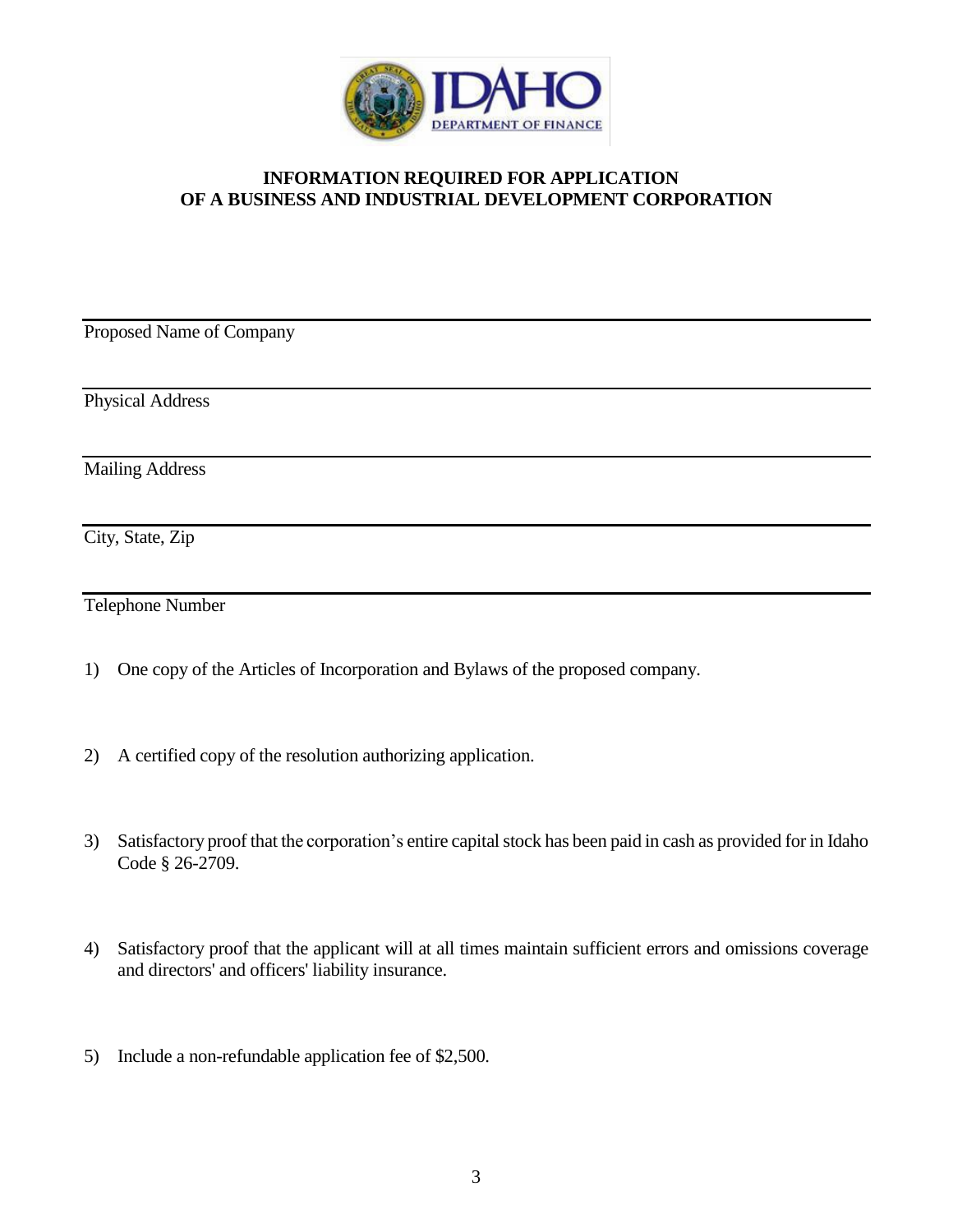# INFORMATION REQUIRED FOR APPLICATION OF A BUSINESS AND INDUSTRIAL DEVELOPMENT CORPORATION

Proposed Name of Company

Physical Address

Mailing Address

City, State, Zip

Telephone Number

1) One copy of the Articles of Incorporation and Bylaws of the proposed company.

2) A certified copy of the resolution authorizing application.

3) Satisfactory proof that the corporation's entire capital stock has been paid in cash as provided for in Idaho Code § 26-2709.

4) Satisfactory proof that the applicant will at all times maintain sufficient errors and omissions coverage and directors' and officers' liability insurance.

5) Include a non-refundable application fee of $2,500.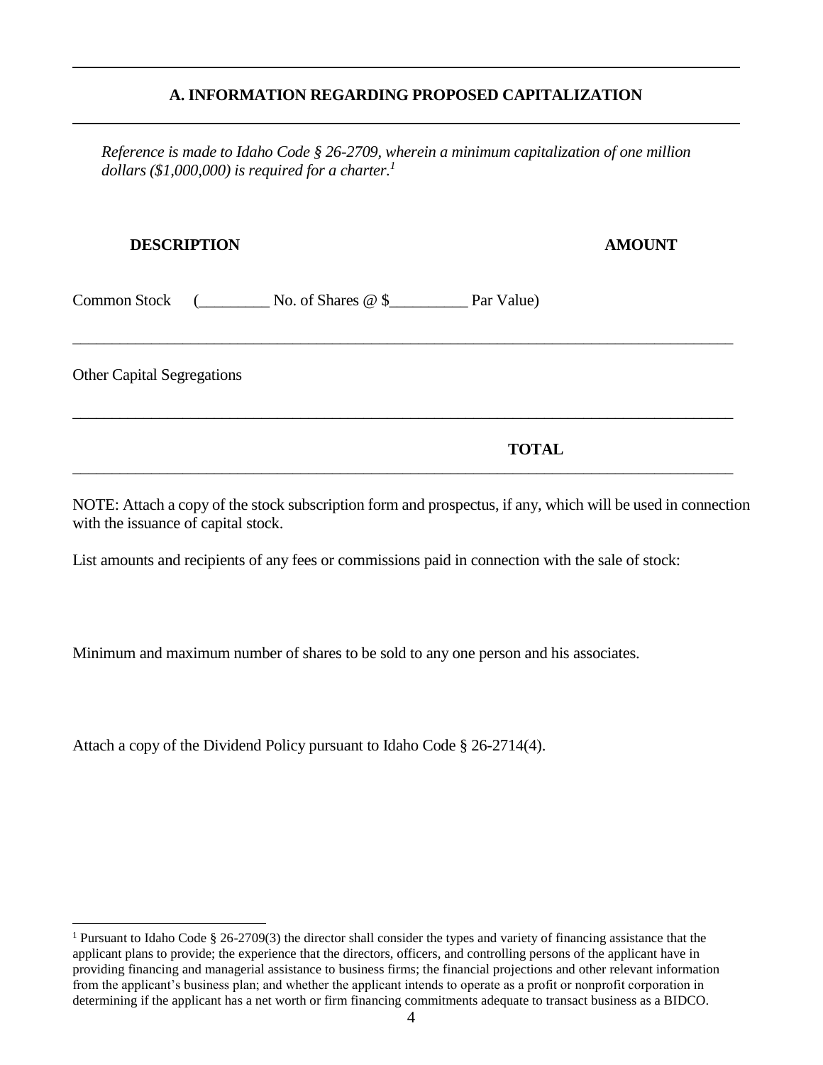## A. INFORMATION REGARDING PROPOSED CAPITALIZATION

*Reference is made to Idaho Code § 26-2709, wherein a minimum capitalization of one million dollars ($1,000,000) is required for a charter.*[1]

| DESCRIPTION | AMOUNT |
|---|---|
| Common Stock (_________ No. of Shares @ $__________ Par Value) | |
| Other Capital Segregations | |
| **TOTAL** | |

NOTE: Attach a copy of the stock subscription form and prospectus, if any, which will be used in connection with the issuance of capital stock.

List amounts and recipients of any fees or commissions paid in connection with the sale of stock:

Minimum and maximum number of shares to be sold to any one person and his associates.

Attach a copy of the Dividend Policy pursuant to Idaho Code § 26-2714(4).

---

[1] Pursuant to Idaho Code § 26-2709(3) the director shall consider the types and variety of financing assistance that the applicant plans to provide; the experience that the directors, officers, and controlling persons of the applicant have in providing financing and managerial assistance to business firms; the financial projections and other relevant information from the applicant's business plan; and whether the applicant intends to operate as a profit or nonprofit corporation in determining if the applicant has a net worth or firm financing commitments adequate to transact business as a BIDCO.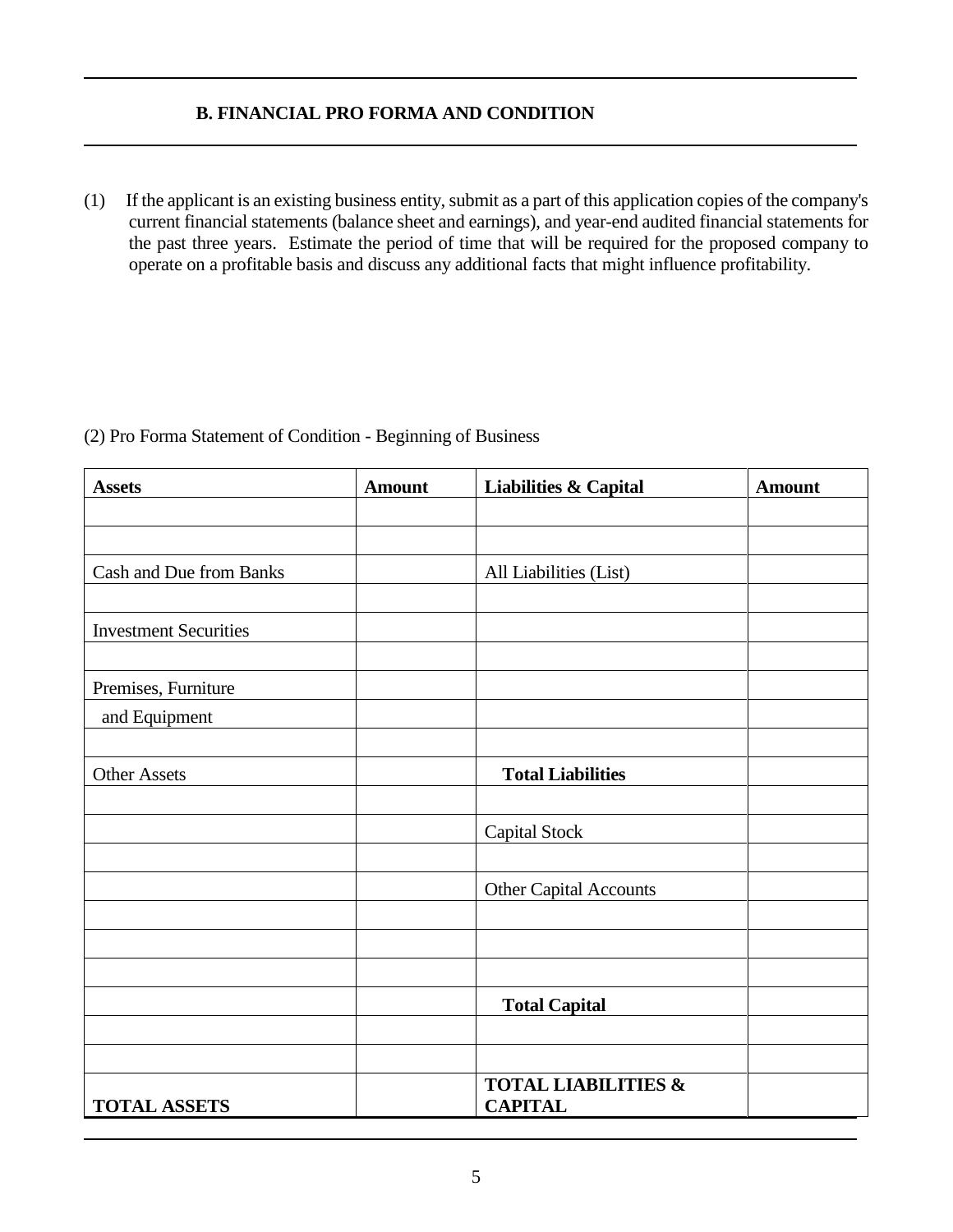## B. FINANCIAL PRO FORMA AND CONDITION

(1) If the applicant is an existing business entity, submit as a part of this application copies of the company's current financial statements (balance sheet and earnings), and year-end audited financial statements for the past three years. Estimate the period of time that will be required for the proposed company to operate on a profitable basis and discuss any additional facts that might influence profitability.

(2) Pro Forma Statement of Condition - Beginning of Business

| Assets | Amount | Liabilities & Capital | Amount |
|---|---|---|---|
| | | | |
| | | | |
| Cash and Due from Banks | | All Liabilities (List) | |
| | | | |
| Investment Securities | | | |
| | | | |
| Premises, Furniture | | | |
| and Equipment | | | |
| | | | |
| Other Assets | | **Total Liabilities** | |
| | | | |
| | | Capital Stock | |
| | | | |
| | | Other Capital Accounts | |
| | | | |
| | | | |
| | | | |
| | | **Total Capital** | |
| | | | |
| | | | |
| **TOTAL ASSETS** | | **TOTAL LIABILITIES & CAPITAL** | |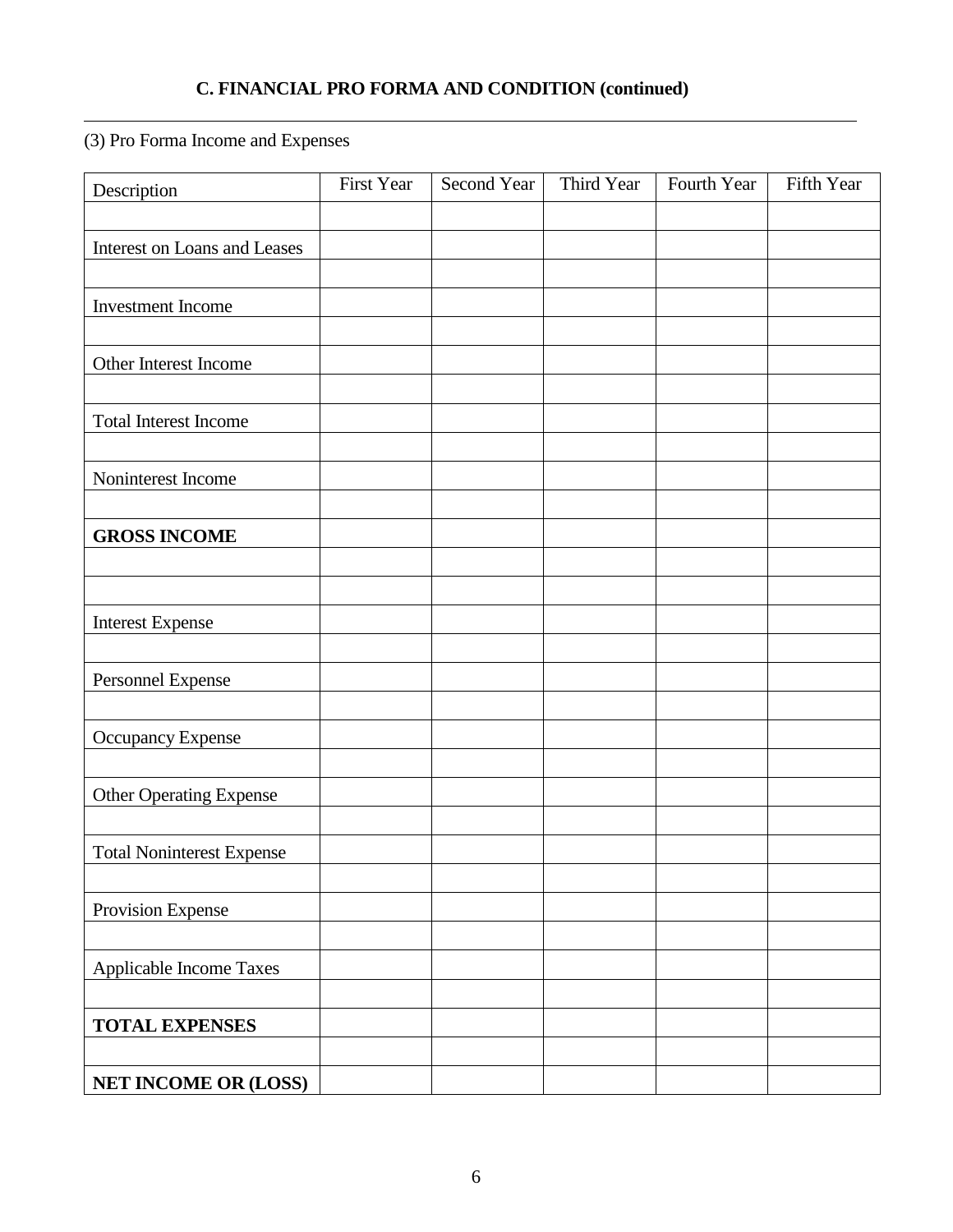### C. FINANCIAL PRO FORMA AND CONDITION (continued)

---

(3) Pro Forma Income and Expenses

| Description | First Year | Second Year | Third Year | Fourth Year | Fifth Year |
|---|---|---|---|---|---|
| | | | | | |
| Interest on Loans and Leases | | | | | |
| | | | | | |
| Investment Income | | | | | |
| | | | | | |
| Other Interest Income | | | | | |
| | | | | | |
| Total Interest Income | | | | | |
| | | | | | |
| Noninterest Income | | | | | |
| | | | | | |
| **GROSS INCOME** | | | | | |
| | | | | | |
| | | | | | |
| Interest Expense | | | | | |
| | | | | | |
| Personnel Expense | | | | | |
| | | | | | |
| Occupancy Expense | | | | | |
| | | | | | |
| Other Operating Expense | | | | | |
| | | | | | |
| Total Noninterest Expense | | | | | |
| | | | | | |
| Provision Expense | | | | | |
| | | | | | |
| Applicable Income Taxes | | | | | |
| | | | | | |
| **TOTAL EXPENSES** | | | | | |
| | | | | | |
| **NET INCOME OR (LOSS)** | | | | | |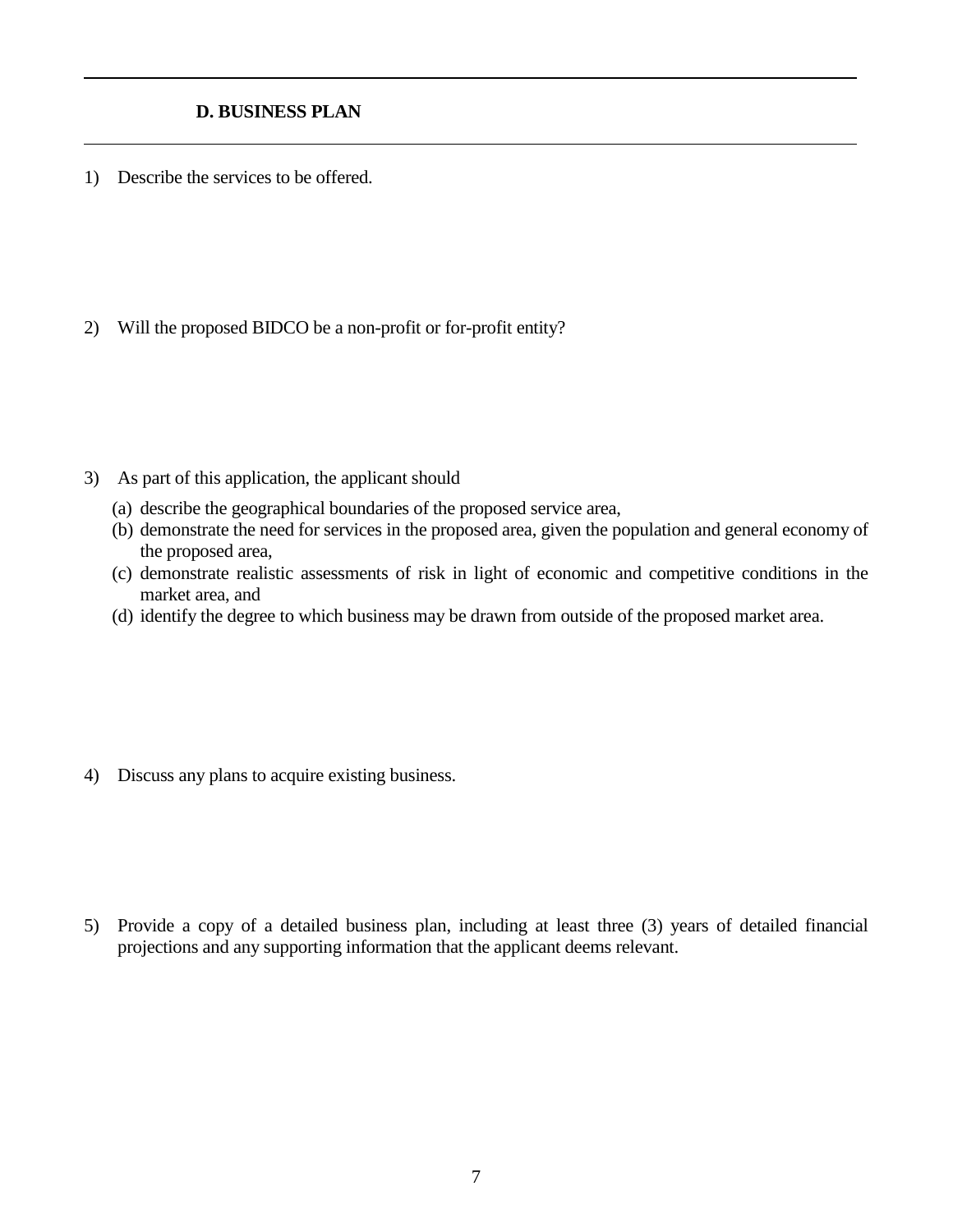## D. BUSINESS PLAN

1) Describe the services to be offered.

2) Will the proposed BIDCO be a non-profit or for-profit entity?

3) As part of this application, the applicant should
   (a) describe the geographical boundaries of the proposed service area,
   (b) demonstrate the need for services in the proposed area, given the population and general economy of the proposed area,
   (c) demonstrate realistic assessments of risk in light of economic and competitive conditions in the market area, and
   (d) identify the degree to which business may be drawn from outside of the proposed market area.

4) Discuss any plans to acquire existing business.

5) Provide a copy of a detailed business plan, including at least three (3) years of detailed financial projections and any supporting information that the applicant deems relevant.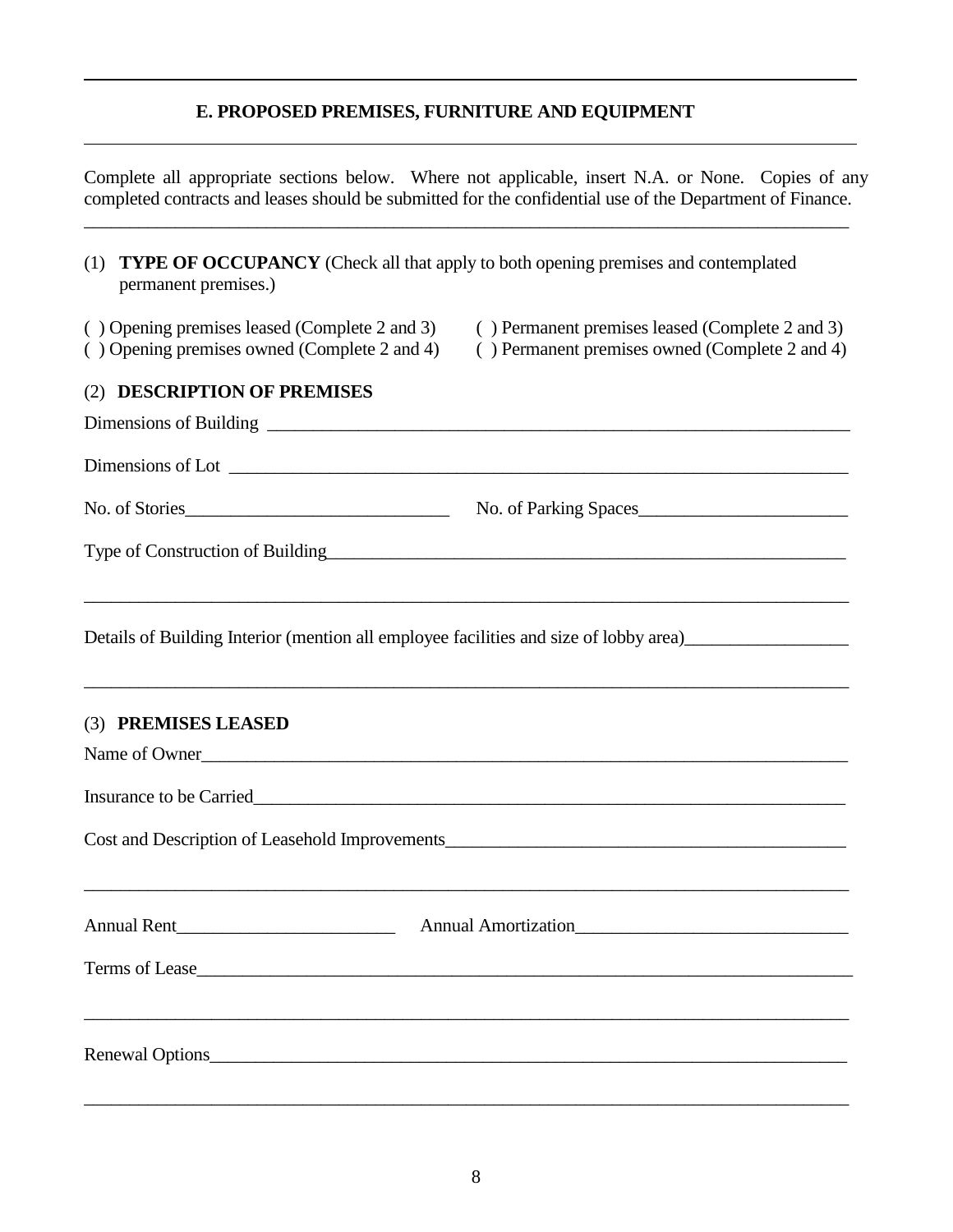## E. PROPOSED PREMISES, FURNITURE AND EQUIPMENT

Complete all appropriate sections below. Where not applicable, insert N.A. or None. Copies of any completed contracts and leases should be submitted for the confidential use of the Department of Finance.

(1) **TYPE OF OCCUPANCY** (Check all that apply to both opening premises and contemplated permanent premises.)

( ) Opening premises leased (Complete 2 and 3)
( ) Opening premises owned (Complete 2 and 4)
( ) Permanent premises leased (Complete 2 and 3)
( ) Permanent premises owned (Complete 2 and 4)

(2) **DESCRIPTION OF PREMISES**

Dimensions of Building ____________________

Dimensions of Lot ____________________

No. of Stories____________________ No. of Parking Spaces____________________

Type of Construction of Building____________________

____________________

Details of Building Interior (mention all employee facilities and size of lobby area)____________________

____________________

(3) **PREMISES LEASED**

Name of Owner____________________

Insurance to be Carried____________________

Cost and Description of Leasehold Improvements____________________

____________________

Annual Rent____________________ Annual Amortization____________________

Terms of Lease____________________

____________________

Renewal Options____________________

____________________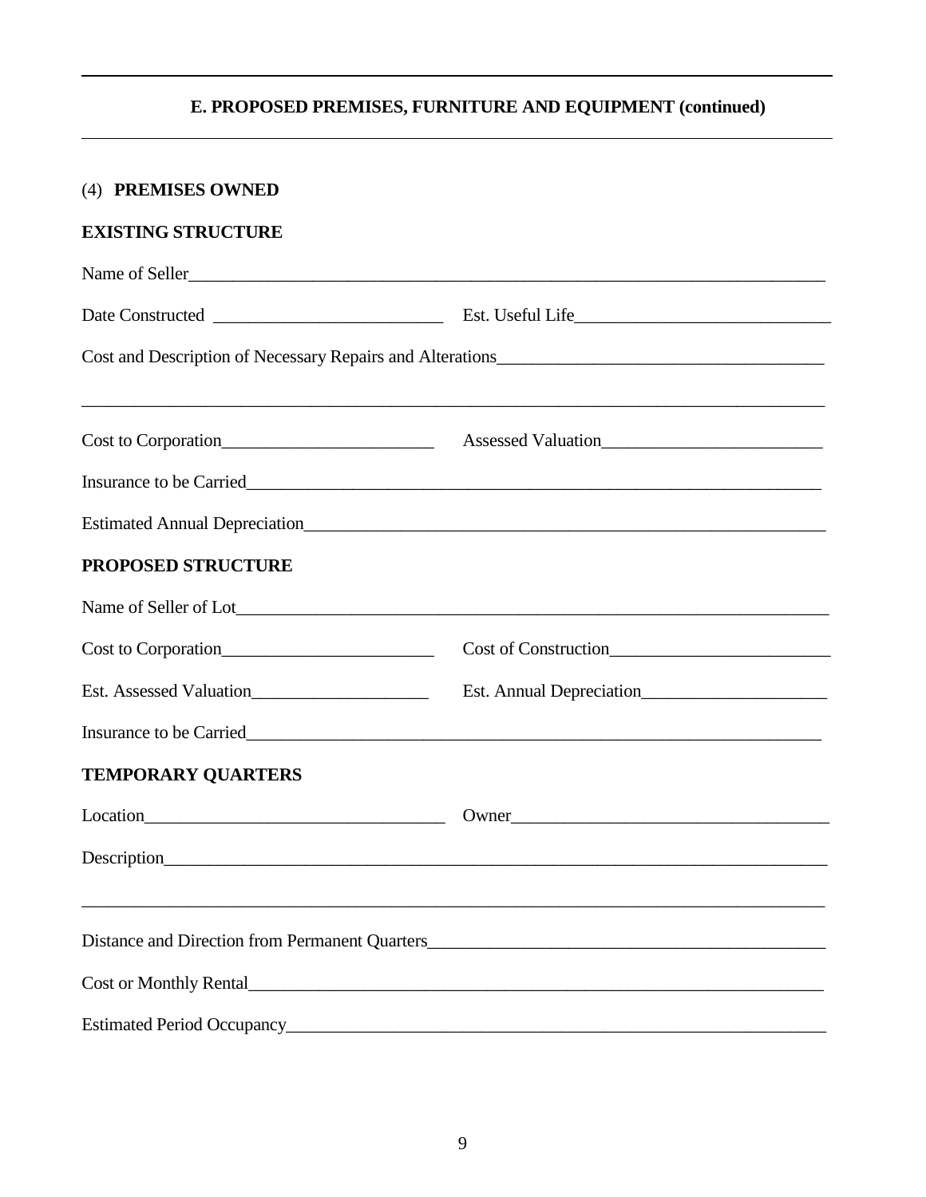## E. PROPOSED PREMISES, FURNITURE AND EQUIPMENT (continued)

(4) **PREMISES OWNED**

**EXISTING STRUCTURE**

Name of Seller___________________________________________________________

Date Constructed ______________________ Est. Useful Life_______________________

Cost and Description of Necessary Repairs and Alterations_____________________________

_________________________________________________________________________

Cost to Corporation____________________ Assessed Valuation____________________

Insurance to be Carried___________________________________________________

Estimated Annual Depreciation_____________________________________________

**PROPOSED STRUCTURE**

Name of Seller of Lot_____________________________________________________

Cost to Corporation____________________ Cost of Construction____________________

Est. Assessed Valuation_________________ Est. Annual Depreciation________________

Insurance to be Carried___________________________________________________

**TEMPORARY QUARTERS**

Location___________________________ Owner___________________________

Description____________________________________________________________

_________________________________________________________________________

Distance and Direction from Permanent Quarters_________________________________

Cost or Monthly Rental___________________________________________________

Estimated Period Occupancy_______________________________________________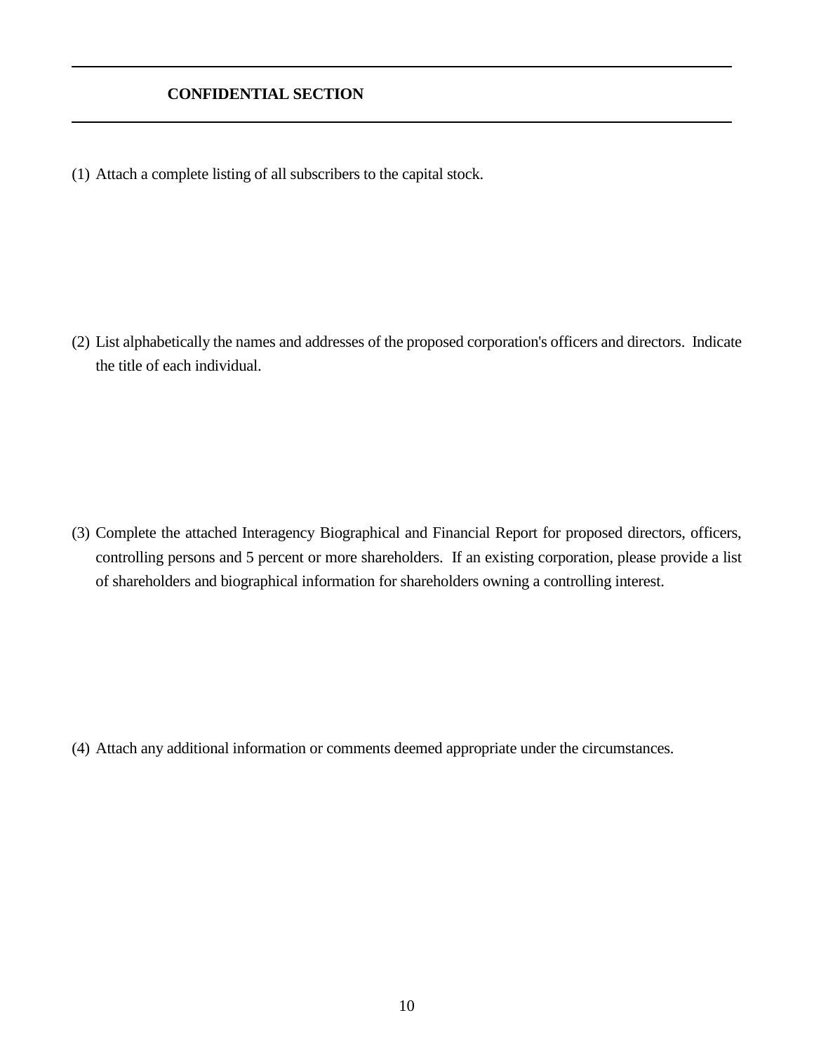---

**CONFIDENTIAL SECTION**

---

(1) Attach a complete listing of all subscribers to the capital stock.

(2) List alphabetically the names and addresses of the proposed corporation's officers and directors. Indicate the title of each individual.

(3) Complete the attached Interagency Biographical and Financial Report for proposed directors, officers, controlling persons and 5 percent or more shareholders. If an existing corporation, please provide a list of shareholders and biographical information for shareholders owning a controlling interest.

(4) Attach any additional information or comments deemed appropriate under the circumstances.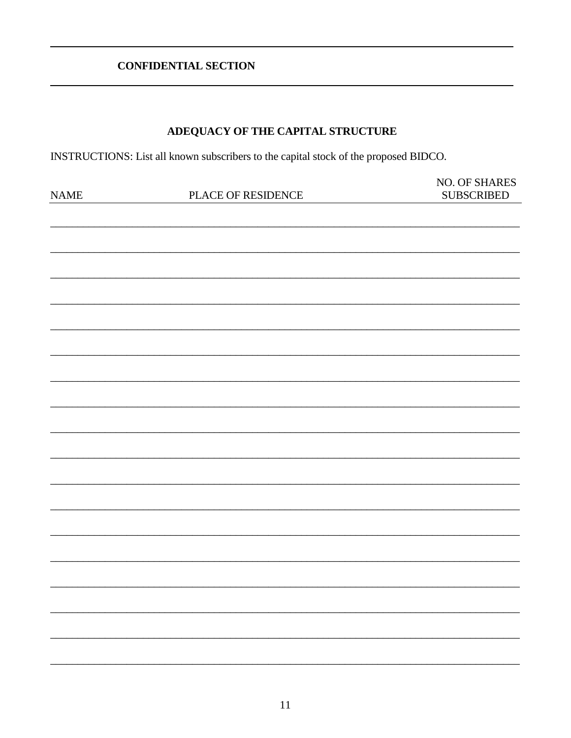**CONFIDENTIAL SECTION**

## ADEQUACY OF THE CAPITAL STRUCTURE

INSTRUCTIONS: List all known subscribers to the capital stock of the proposed BIDCO.

| NAME | PLACE OF RESIDENCE | NO. OF SHARES SUBSCRIBED |
|---|---|---|
| | | |
| | | |
| | | |
| | | |
| | | |
| | | |
| | | |
| | | |
| | | |
| | | |
| | | |
| | | |
| | | |
| | | |
| | | |
| | | |
| | | |
| | | |